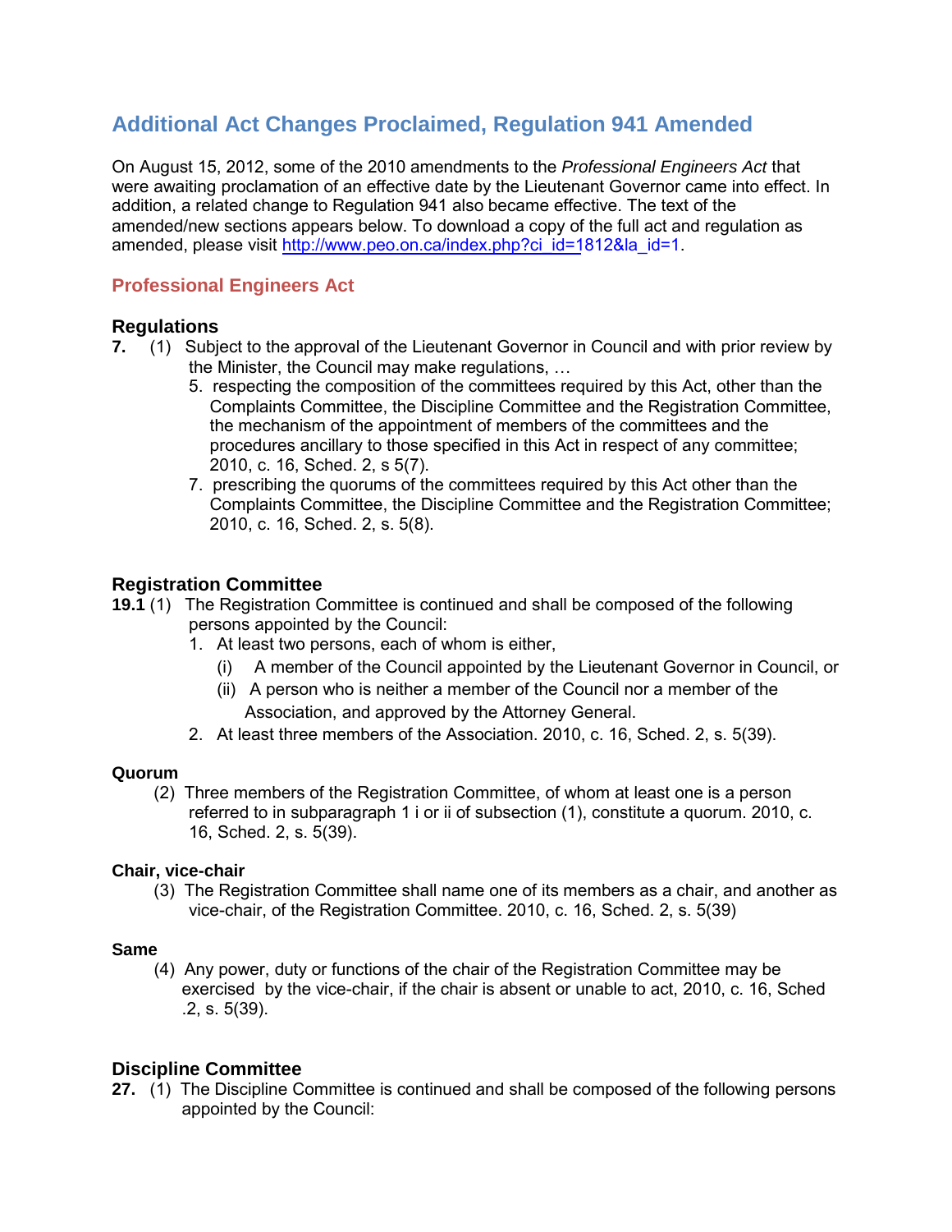# Additional Act Changes Proclaimed, Regulation 941 Amended

On August 15, 2012, some of the 2010 amendments to the *Professional Engineers Act* that were awaiting proclamation of an effective date by the Lieutenant Governor came into effect. In addition, a related change to Regulation 941 also became effective. The text of the amended/new sections appears below. To download a copy of the full act and regulation as amended, please visit http://www.peo.on.ca/index.php?ci_id=1812&la_id=1.

## Professional Engineers Act

### Regulations

**7.** (1) Subject to the approval of the Lieutenant Governor in Council and with prior review by the Minister, the Council may make regulations, …

5. respecting the composition of the committees required by this Act, other than the Complaints Committee, the Discipline Committee and the Registration Committee, the mechanism of the appointment of members of the committees and the procedures ancillary to those specified in this Act in respect of any committee; 2010, c. 16, Sched. 2, s 5(7).
7. prescribing the quorums of the committees required by this Act other than the Complaints Committee, the Discipline Committee and the Registration Committee; 2010, c. 16, Sched. 2, s. 5(8).

### Registration Committee

**19.1** (1) The Registration Committee is continued and shall be composed of the following persons appointed by the Council:

1. At least two persons, each of whom is either,
   (i) A member of the Council appointed by the Lieutenant Governor in Council, or
   (ii) A person who is neither a member of the Council nor a member of the Association, and approved by the Attorney General.
2. At least three members of the Association. 2010, c. 16, Sched. 2, s. 5(39).

**Quorum**

(2) Three members of the Registration Committee, of whom at least one is a person referred to in subparagraph 1 i or ii of subsection (1), constitute a quorum. 2010, c. 16, Sched. 2, s. 5(39).

**Chair, vice-chair**

(3) The Registration Committee shall name one of its members as a chair, and another as vice-chair, of the Registration Committee. 2010, c. 16, Sched. 2, s. 5(39)

**Same**

(4) Any power, duty or functions of the chair of the Registration Committee may be exercised by the vice-chair, if the chair is absent or unable to act, 2010, c. 16, Sched .2, s. 5(39).

### Discipline Committee

**27.** (1) The Discipline Committee is continued and shall be composed of the following persons appointed by the Council: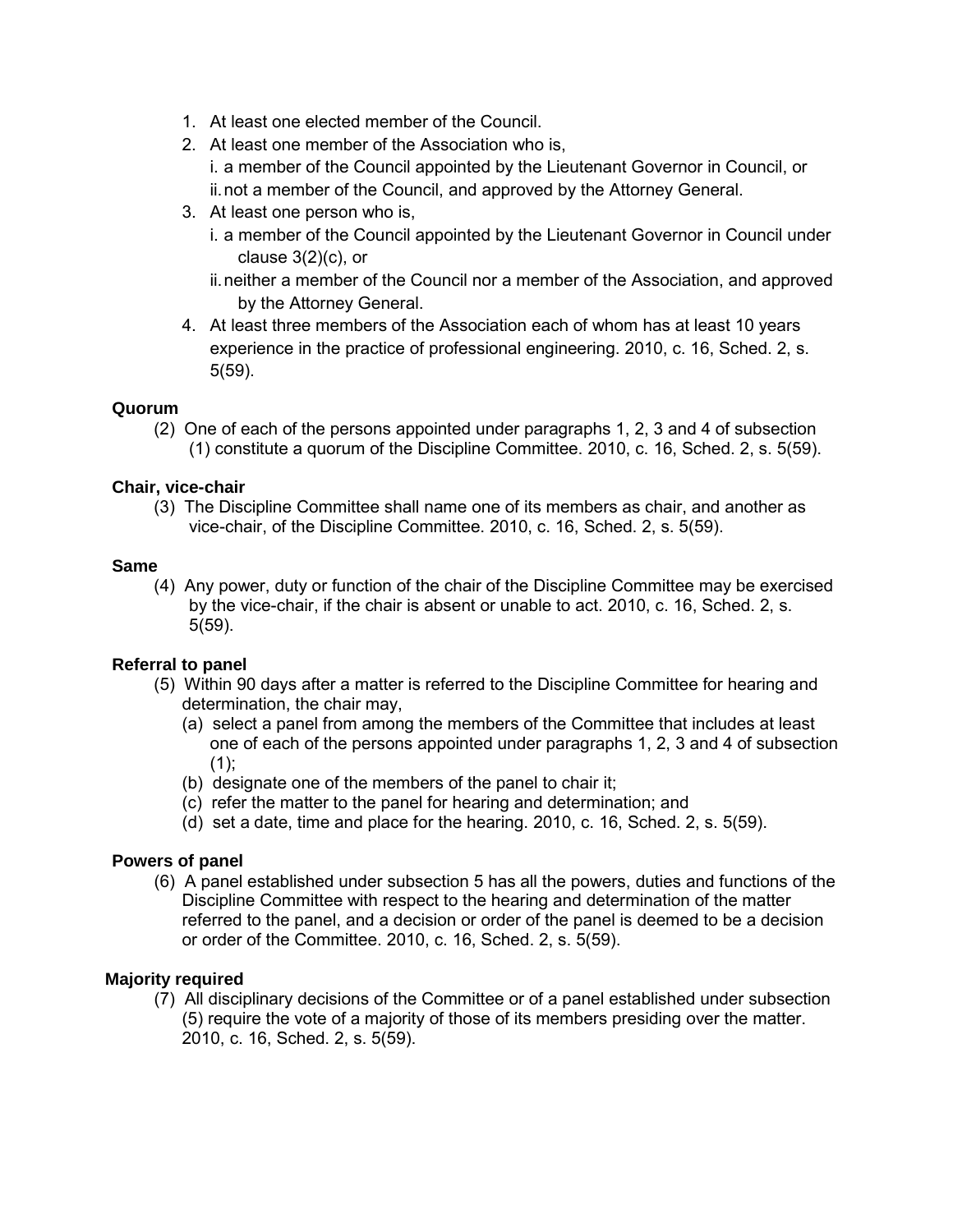1. At least one elected member of the Council.
2. At least one member of the Association who is,
   i. a member of the Council appointed by the Lieutenant Governor in Council, or
   ii. not a member of the Council, and approved by the Attorney General.
3. At least one person who is,
   i. a member of the Council appointed by the Lieutenant Governor in Council under clause 3(2)(c), or
   ii. neither a member of the Council nor a member of the Association, and approved by the Attorney General.
4. At least three members of the Association each of whom has at least 10 years experience in the practice of professional engineering. 2010, c. 16, Sched. 2, s. 5(59).

**Quorum**

(2) One of each of the persons appointed under paragraphs 1, 2, 3 and 4 of subsection (1) constitute a quorum of the Discipline Committee. 2010, c. 16, Sched. 2, s. 5(59).

**Chair, vice-chair**

(3) The Discipline Committee shall name one of its members as chair, and another as vice-chair, of the Discipline Committee. 2010, c. 16, Sched. 2, s. 5(59).

**Same**

(4) Any power, duty or function of the chair of the Discipline Committee may be exercised by the vice-chair, if the chair is absent or unable to act. 2010, c. 16, Sched. 2, s. 5(59).

**Referral to panel**

(5) Within 90 days after a matter is referred to the Discipline Committee for hearing and determination, the chair may,

(a) select a panel from among the members of the Committee that includes at least one of each of the persons appointed under paragraphs 1, 2, 3 and 4 of subsection (1);
(b) designate one of the members of the panel to chair it;
(c) refer the matter to the panel for hearing and determination; and
(d) set a date, time and place for the hearing. 2010, c. 16, Sched. 2, s. 5(59).

**Powers of panel**

(6) A panel established under subsection 5 has all the powers, duties and functions of the Discipline Committee with respect to the hearing and determination of the matter referred to the panel, and a decision or order of the panel is deemed to be a decision or order of the Committee. 2010, c. 16, Sched. 2, s. 5(59).

**Majority required**

(7) All disciplinary decisions of the Committee or of a panel established under subsection (5) require the vote of a majority of those of its members presiding over the matter. 2010, c. 16, Sched. 2, s. 5(59).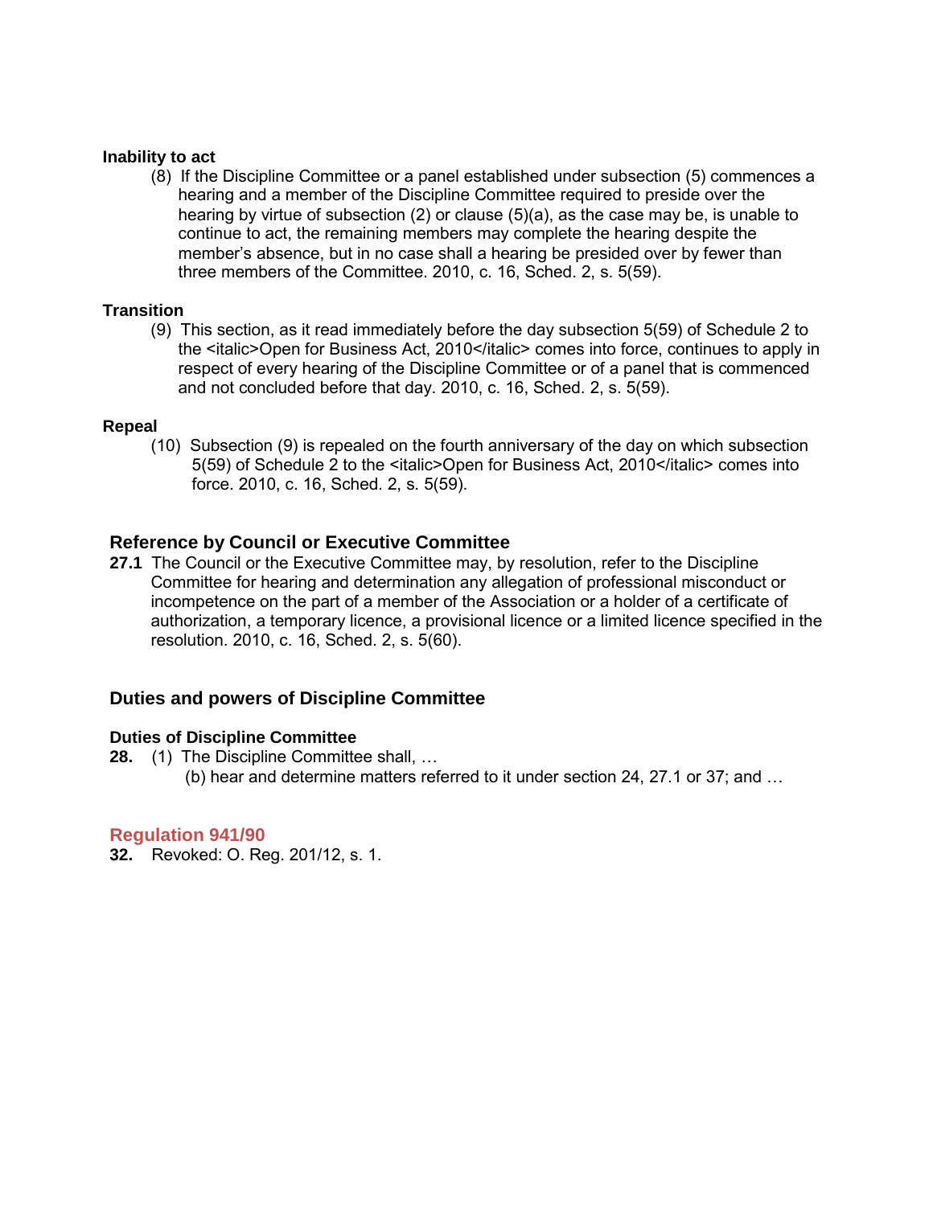**Inability to act**

(8) If the Discipline Committee or a panel established under subsection (5) commences a hearing and a member of the Discipline Committee required to preside over the hearing by virtue of subsection (2) or clause (5)(a), as the case may be, is unable to continue to act, the remaining members may complete the hearing despite the member's absence, but in no case shall a hearing be presided over by fewer than three members of the Committee. 2010, c. 16, Sched. 2, s. 5(59).

**Transition**

(9) This section, as it read immediately before the day subsection 5(59) of Schedule 2 to the <italic>Open for Business Act, 2010</italic> comes into force, continues to apply in respect of every hearing of the Discipline Committee or of a panel that is commenced and not concluded before that day. 2010, c. 16, Sched. 2, s. 5(59).

**Repeal**

(10) Subsection (9) is repealed on the fourth anniversary of the day on which subsection 5(59) of Schedule 2 to the <italic>Open for Business Act, 2010</italic> comes into force. 2010, c. 16, Sched. 2, s. 5(59).

## Reference by Council or Executive Committee

**27.1** The Council or the Executive Committee may, by resolution, refer to the Discipline Committee for hearing and determination any allegation of professional misconduct or incompetence on the part of a member of the Association or a holder of a certificate of authorization, a temporary licence, a provisional licence or a limited licence specified in the resolution. 2010, c. 16, Sched. 2, s. 5(60).

## Duties and powers of Discipline Committee

### Duties of Discipline Committee

**28.** (1) The Discipline Committee shall, …

(b) hear and determine matters referred to it under section 24, 27.1 or 37; and …

## Regulation 941/90

**32.** Revoked: O. Reg. 201/12, s. 1.